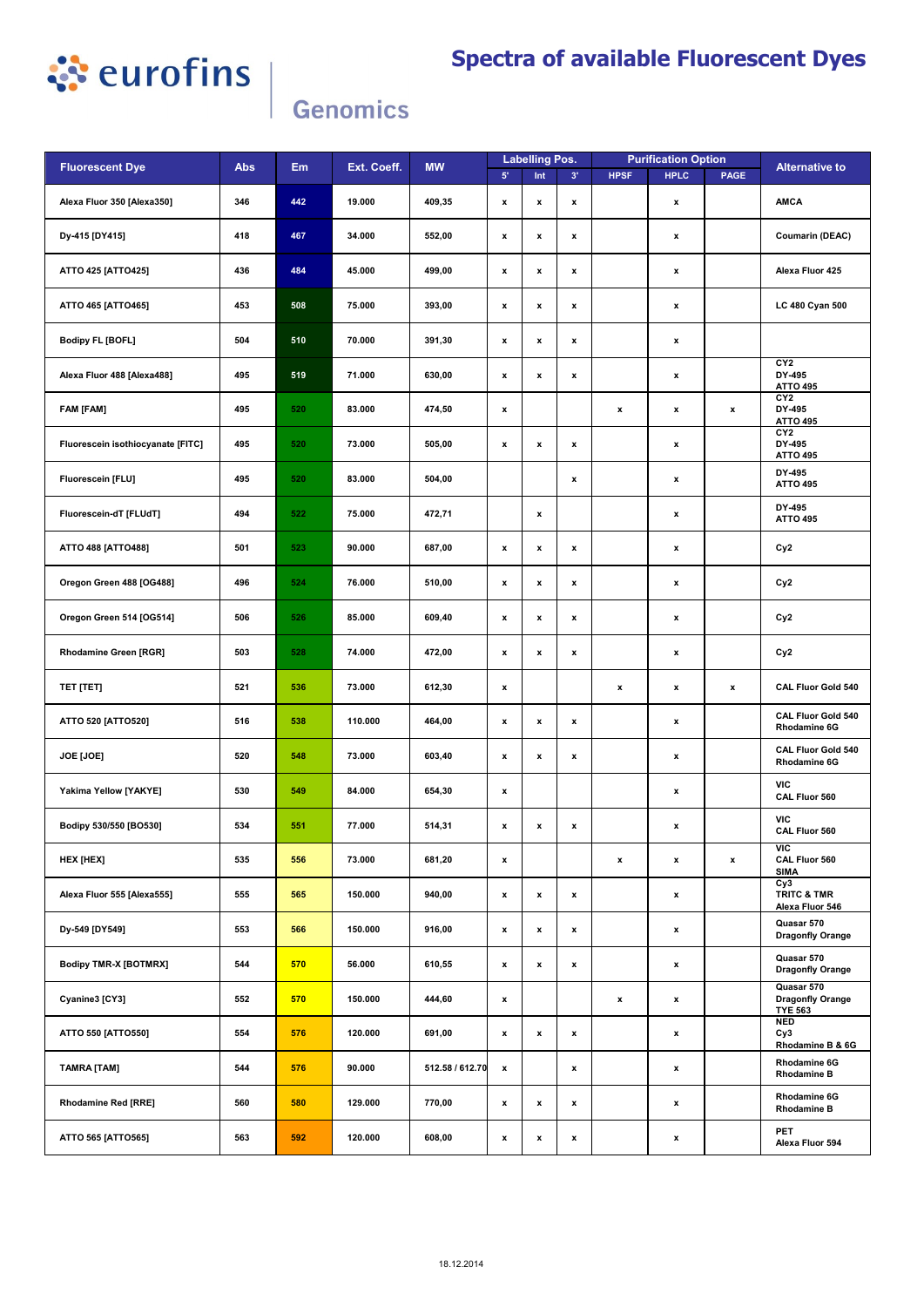# Spectra of available Fluorescent Dyes

eurofins Genomics

| Fluorescent Dye | Abs | Em | Ext. Coeff. | MW | Labelling Pos. | | | Purification Option | | | Alternative to |
|---|---|---|---|---|---|---|---|---|---|---|---|
| | | | | | 5' | Int | 3' | HPSF | HPLC | PAGE | |
| Alexa Fluor 350 [Alexa350] | 346 | 442 | 19.000 | 409,35 | x | x | x | | x | | AMCA |
| Dy-415 [DY415] | 418 | 467 | 34.000 | 552,00 | x | x | x | | x | | Coumarin (DEAC) |
| ATTO 425 [ATTO425] | 436 | 484 | 45.000 | 499,00 | x | x | x | | x | | Alexa Fluor 425 |
| ATTO 465 [ATTO465] | 453 | 508 | 75.000 | 393,00 | x | x | x | | x | | LC 480 Cyan 500 |
| Bodipy FL [BOFL] | 504 | 510 | 70.000 | 391,30 | x | x | x | | x | | |
| Alexa Fluor 488 [Alexa488] | 495 | 519 | 71.000 | 630,00 | x | x | x | | x | | CY2<br>DY-495<br>ATTO 495 |
| FAM [FAM] | 495 | 520 | 83.000 | 474,50 | x | | | x | x | x | CY2<br>DY-495<br>ATTO 495 |
| Fluorescein isothiocyanate [FITC] | 495 | 520 | 73.000 | 505,00 | x | x | x | | x | | CY2<br>DY-495<br>ATTO 495 |
| Fluorescein [FLU] | 495 | 520 | 83.000 | 504,00 | | | x | | x | | DY-495<br>ATTO 495 |
| Fluorescein-dT [FLUdT] | 494 | 522 | 75.000 | 472,71 | | x | | | x | | DY-495<br>ATTO 495 |
| ATTO 488 [ATTO488] | 501 | 523 | 90.000 | 687,00 | x | x | x | | x | | Cy2 |
| Oregon Green 488 [OG488] | 496 | 524 | 76.000 | 510,00 | x | x | x | | x | | Cy2 |
| Oregon Green 514 [OG514] | 506 | 526 | 85.000 | 609,40 | x | x | x | | x | | Cy2 |
| Rhodamine Green [RGR] | 503 | 528 | 74.000 | 472,00 | x | x | x | | x | | Cy2 |
| TET [TET] | 521 | 536 | 73.000 | 612,30 | x | | | x | x | x | CAL Fluor Gold 540 |
| ATTO 520 [ATTO520] | 516 | 538 | 110.000 | 464,00 | x | x | x | | x | | CAL Fluor Gold 540<br>Rhodamine 6G |
| JOE [JOE] | 520 | 548 | 73.000 | 603,40 | x | x | x | | x | | CAL Fluor Gold 540<br>Rhodamine 6G |
| Yakima Yellow [YAKYE] | 530 | 549 | 84.000 | 654,30 | x | | | | x | | VIC<br>CAL Fluor 560 |
| Bodipy 530/550 [BO530] | 534 | 551 | 77.000 | 514,31 | x | x | x | | x | | VIC<br>CAL Fluor 560 |
| HEX [HEX] | 535 | 556 | 73.000 | 681,20 | x | | | x | x | x | VIC<br>CAL Fluor 560<br>SIMA |
| Alexa Fluor 555 [Alexa555] | 555 | 565 | 150.000 | 940,00 | x | x | x | | x | | Cy3<br>TRITC & TMR<br>Alexa Fluor 546 |
| Dy-549 [DY549] | 553 | 566 | 150.000 | 916,00 | x | x | x | | x | | Quasar 570<br>Dragonfly Orange |
| Bodipy TMR-X [BOTMRX] | 544 | 570 | 56.000 | 610,55 | x | x | x | | x | | Quasar 570<br>Dragonfly Orange |
| Cyanine3 [CY3] | 552 | 570 | 150.000 | 444,60 | x | | | x | x | | Quasar 570<br>Dragonfly Orange<br>TYE 563 |
| ATTO 550 [ATTO550] | 554 | 576 | 120.000 | 691,00 | x | x | x | | x | | NED<br>Cy3<br>Rhodamine B & 6G |
| TAMRA [TAM] | 544 | 576 | 90.000 | 512.58 / 612.70 | x | | x | | x | | Rhodamine 6G<br>Rhodamine B |
| Rhodamine Red [RRE] | 560 | 580 | 129.000 | 770,00 | x | x | x | | x | | Rhodamine 6G<br>Rhodamine B |
| ATTO 565 [ATTO565] | 563 | 592 | 120.000 | 608,00 | x | x | x | | x | | PET<br>Alexa Fluor 594 |

18.12.2014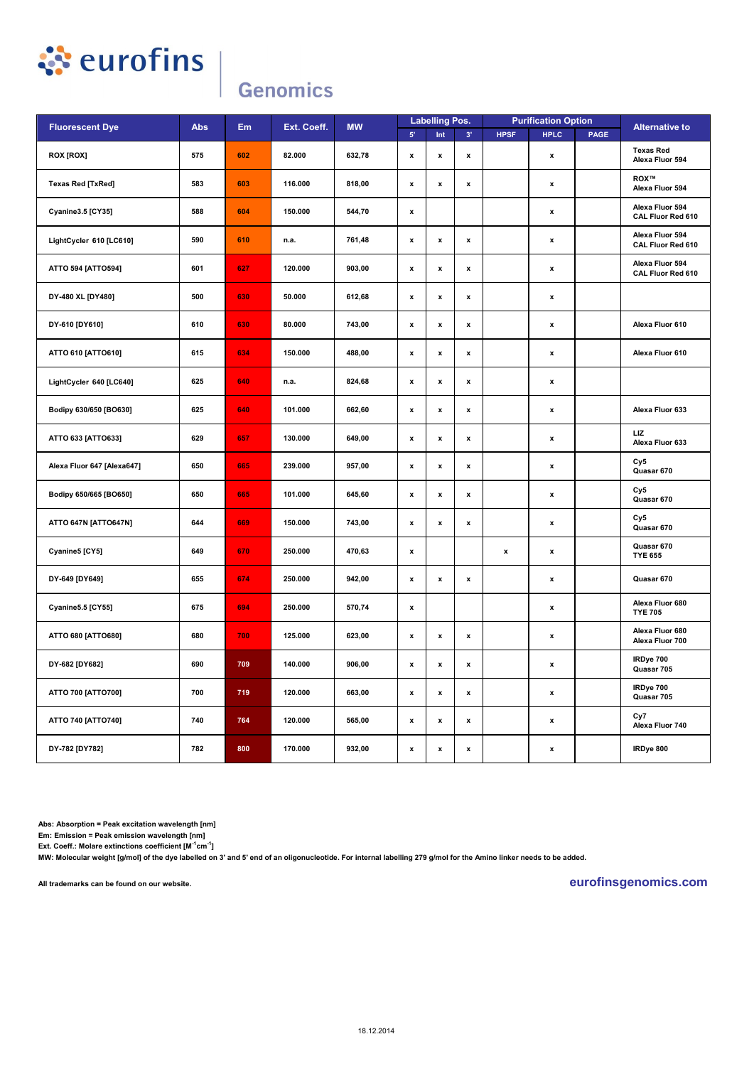eurofins Genomics

| Fluorescent Dye | Abs | Em | Ext. Coeff. | MW | Labelling Pos. | | | Purification Option | | | Alternative to |
|---|---|---|---|---|---|---|---|---|---|---|---|
| | | | | | 5' | Int | 3' | HPSF | HPLC | PAGE | |
| ROX [ROX] | 575 | 602 | 82.000 | 632,78 | x | x | x | | x | | Texas Red<br>Alexa Fluor 594 |
| Texas Red [TxRed] | 583 | 603 | 116.000 | 818,00 | x | x | x | | x | | ROX™<br>Alexa Fluor 594 |
| Cyanine3.5 [CY35] | 588 | 604 | 150.000 | 544,70 | x | | | | x | | Alexa Fluor 594<br>CAL Fluor Red 610 |
| LightCycler 610 [LC610] | 590 | 610 | n.a. | 761,48 | x | x | x | | x | | Alexa Fluor 594<br>CAL Fluor Red 610 |
| ATTO 594 [ATTO594] | 601 | 627 | 120.000 | 903,00 | x | x | x | | x | | Alexa Fluor 594<br>CAL Fluor Red 610 |
| DY-480 XL [DY480] | 500 | 630 | 50.000 | 612,68 | x | x | x | | x | | |
| DY-610 [DY610] | 610 | 630 | 80.000 | 743,00 | x | x | x | | x | | Alexa Fluor 610 |
| ATTO 610 [ATTO610] | 615 | 634 | 150.000 | 488,00 | x | x | x | | x | | Alexa Fluor 610 |
| LightCycler 640 [LC640] | 625 | 640 | n.a. | 824,68 | x | x | x | | x | | |
| Bodipy 630/650 [BO630] | 625 | 640 | 101.000 | 662,60 | x | x | x | | x | | Alexa Fluor 633 |
| ATTO 633 [ATTO633] | 629 | 657 | 130.000 | 649,00 | x | x | x | | x | | LIZ<br>Alexa Fluor 633 |
| Alexa Fluor 647 [Alexa647] | 650 | 665 | 239.000 | 957,00 | x | x | x | | x | | Cy5<br>Quasar 670 |
| Bodipy 650/665 [BO650] | 650 | 665 | 101.000 | 645,60 | x | x | x | | x | | Cy5<br>Quasar 670 |
| ATTO 647N [ATTO647N] | 644 | 669 | 150.000 | 743,00 | x | x | x | | x | | Cy5<br>Quasar 670 |
| Cyanine5 [CY5] | 649 | 670 | 250.000 | 470,63 | x | | | x | x | | Quasar 670<br>TYE 655 |
| DY-649 [DY649] | 655 | 674 | 250.000 | 942,00 | x | x | x | | x | | Quasar 670 |
| Cyanine5.5 [CY55] | 675 | 694 | 250.000 | 570,74 | x | | | | x | | Alexa Fluor 680<br>TYE 705 |
| ATTO 680 [ATTO680] | 680 | 700 | 125.000 | 623,00 | x | x | x | | x | | Alexa Fluor 680<br>Alexa Fluor 700 |
| DY-682 [DY682] | 690 | 709 | 140.000 | 906,00 | x | x | x | | x | | IRDye 700<br>Quasar 705 |
| ATTO 700 [ATTO700] | 700 | 719 | 120.000 | 663,00 | x | x | x | | x | | IRDye 700<br>Quasar 705 |
| ATTO 740 [ATTO740] | 740 | 764 | 120.000 | 565,00 | x | x | x | | x | | Cy7<br>Alexa Fluor 740 |
| DY-782 [DY782] | 782 | 800 | 170.000 | 932,00 | x | x | x | | x | | IRDye 800 |

**Abs: Absorption = Peak excitation wavelength [nm]**
**Em: Emission = Peak emission wavelength [nm]**
**Ext. Coeff.: Molare extinctions coefficient [$M^{-1}cm^{-1}$]**
**MW: Molecular weight [g/mol] of the dye labelled on 3' and 5' end of an oligonucleotide. For internal labelling 279 g/mol for the Amino linker needs to be added.**

**All trademarks can be found on our website.**

**eurofinsgenomics.com**

18.12.2014